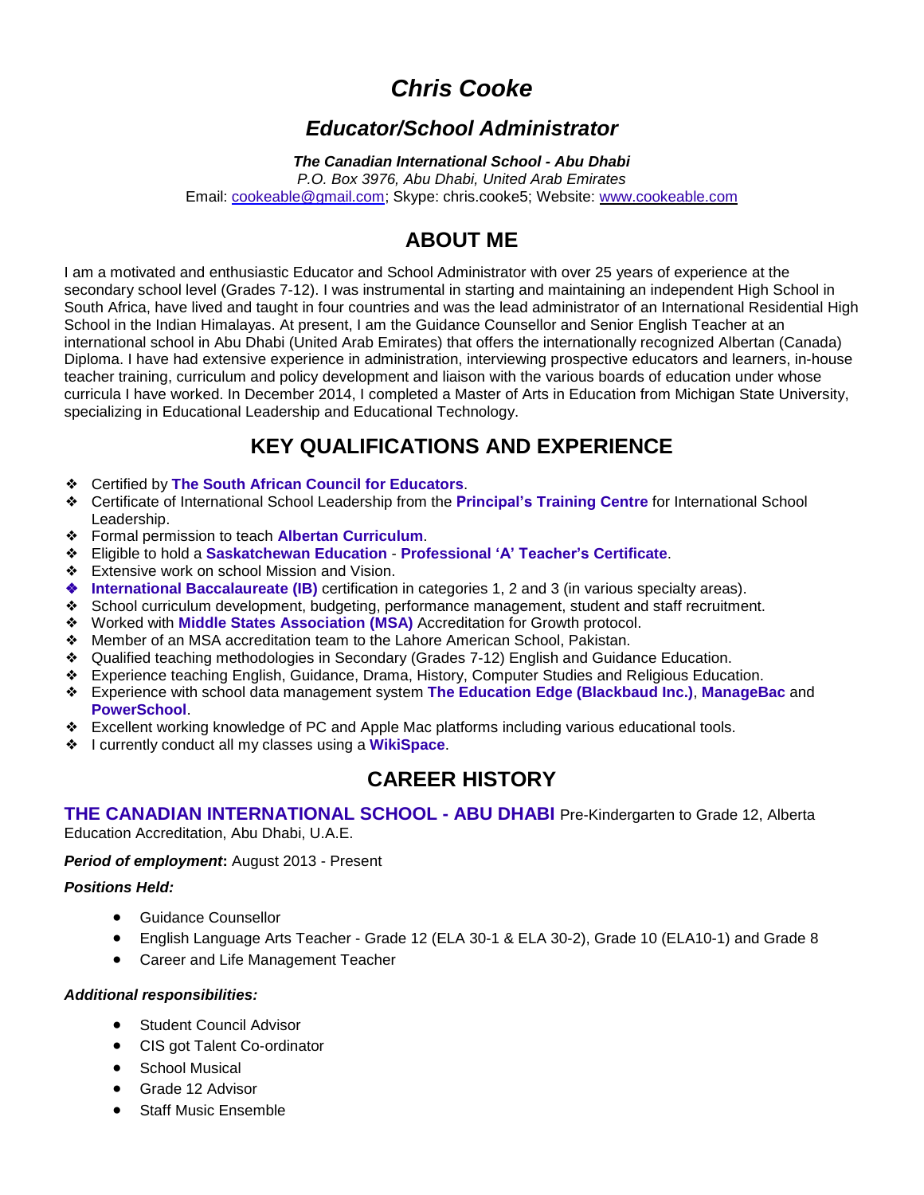# *Chris Cooke*

## *Educator/School Administrator*

***The Canadian International School - Abu Dhabi***
*P.O. Box 3976, Abu Dhabi, United Arab Emirates*
Email: cookeable@gmail.com; Skype: chris.cooke5; Website: www.cookeable.com

## ABOUT ME

I am a motivated and enthusiastic Educator and School Administrator with over 25 years of experience at the secondary school level (Grades 7-12). I was instrumental in starting and maintaining an independent High School in South Africa, have lived and taught in four countries and was the lead administrator of an International Residential High School in the Indian Himalayas. At present, I am the Guidance Counsellor and Senior English Teacher at an international school in Abu Dhabi (United Arab Emirates) that offers the internationally recognized Albertan (Canada) Diploma. I have had extensive experience in administration, interviewing prospective educators and learners, in-house teacher training, curriculum and policy development and liaison with the various boards of education under whose curricula I have worked. In December 2014, I completed a Master of Arts in Education from Michigan State University, specializing in Educational Leadership and Educational Technology.

## KEY QUALIFICATIONS AND EXPERIENCE

- Certified by **The South African Council for Educators**.
- Certificate of International School Leadership from the **Principal's Training Centre** for International School Leadership.
- Formal permission to teach **Albertan Curriculum**.
- Eligible to hold a **Saskatchewan Education** - **Professional 'A' Teacher's Certificate**.
- Extensive work on school Mission and Vision.
- **International Baccalaureate (IB)** certification in categories 1, 2 and 3 (in various specialty areas).
- School curriculum development, budgeting, performance management, student and staff recruitment.
- Worked with **Middle States Association (MSA)** Accreditation for Growth protocol.
- Member of an MSA accreditation team to the Lahore American School, Pakistan.
- Qualified teaching methodologies in Secondary (Grades 7-12) English and Guidance Education.
- Experience teaching English, Guidance, Drama, History, Computer Studies and Religious Education.
- Experience with school data management system **The Education Edge (Blackbaud Inc.)**, **ManageBac** and **PowerSchool**.
- Excellent working knowledge of PC and Apple Mac platforms including various educational tools.
- I currently conduct all my classes using a **WikiSpace**.

## CAREER HISTORY

**THE CANADIAN INTERNATIONAL SCHOOL - ABU DHABI** Pre-Kindergarten to Grade 12, Alberta Education Accreditation, Abu Dhabi, U.A.E.

***Period of employment*:** August 2013 - Present

***Positions Held:***

- Guidance Counsellor
- English Language Arts Teacher - Grade 12 (ELA 30-1 & ELA 30-2), Grade 10 (ELA10-1) and Grade 8
- Career and Life Management Teacher

***Additional responsibilities:***

- Student Council Advisor
- CIS got Talent Co-ordinator
- School Musical
- Grade 12 Advisor
- Staff Music Ensemble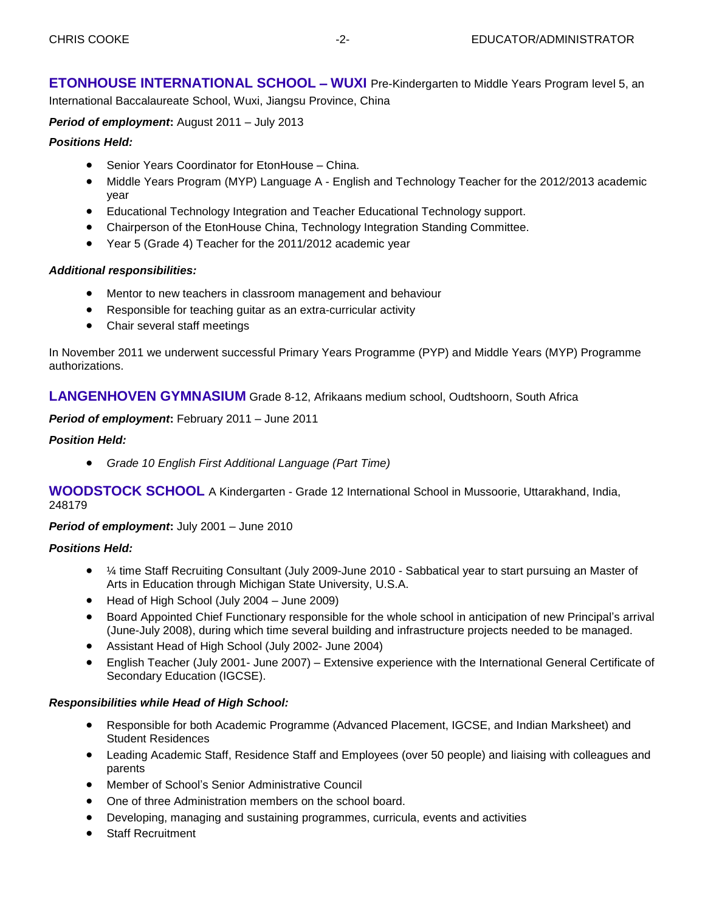## ETONHOUSE INTERNATIONAL SCHOOL – WUXI Pre-Kindergarten to Middle Years Program level 5, an International Baccalaureate School, Wuxi, Jiangsu Province, China

***Period of employment*:** August 2011 – July 2013

***Positions Held:***

- Senior Years Coordinator for EtonHouse – China.
- Middle Years Program (MYP) Language A - English and Technology Teacher for the 2012/2013 academic year
- Educational Technology Integration and Teacher Educational Technology support.
- Chairperson of the EtonHouse China, Technology Integration Standing Committee.
- Year 5 (Grade 4) Teacher for the 2011/2012 academic year

***Additional responsibilities:***

- Mentor to new teachers in classroom management and behaviour
- Responsible for teaching guitar as an extra-curricular activity
- Chair several staff meetings

In November 2011 we underwent successful Primary Years Programme (PYP) and Middle Years (MYP) Programme authorizations.

## LANGENHOVEN GYMNASIUM Grade 8-12, Afrikaans medium school, Oudtshoorn, South Africa

***Period of employment*:** February 2011 – June 2011

***Position Held:***

- *Grade 10 English First Additional Language (Part Time)*

## WOODSTOCK SCHOOL A Kindergarten - Grade 12 International School in Mussoorie, Uttarakhand, India, 248179

***Period of employment*:** July 2001 – June 2010

***Positions Held:***

- ¼ time Staff Recruiting Consultant (July 2009-June 2010 - Sabbatical year to start pursuing an Master of Arts in Education through Michigan State University, U.S.A.
- Head of High School (July 2004 – June 2009)
- Board Appointed Chief Functionary responsible for the whole school in anticipation of new Principal's arrival (June-July 2008), during which time several building and infrastructure projects needed to be managed.
- Assistant Head of High School (July 2002- June 2004)
- English Teacher (July 2001- June 2007) – Extensive experience with the International General Certificate of Secondary Education (IGCSE).

***Responsibilities while Head of High School:***

- Responsible for both Academic Programme (Advanced Placement, IGCSE, and Indian Marksheet) and Student Residences
- Leading Academic Staff, Residence Staff and Employees (over 50 people) and liaising with colleagues and parents
- Member of School's Senior Administrative Council
- One of three Administration members on the school board.
- Developing, managing and sustaining programmes, curricula, events and activities
- Staff Recruitment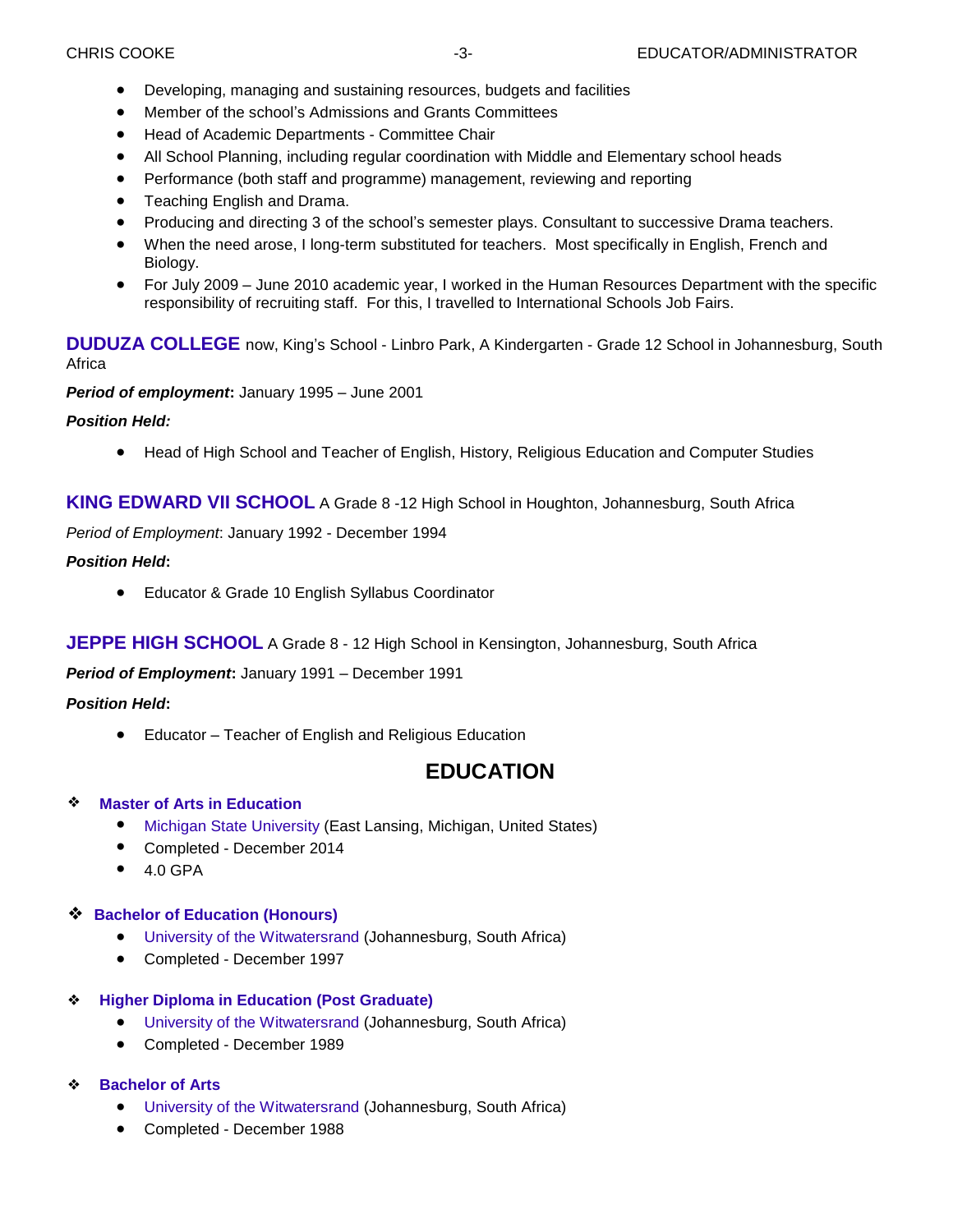- Developing, managing and sustaining resources, budgets and facilities
- Member of the school's Admissions and Grants Committees
- Head of Academic Departments - Committee Chair
- All School Planning, including regular coordination with Middle and Elementary school heads
- Performance (both staff and programme) management, reviewing and reporting
- Teaching English and Drama.
- Producing and directing 3 of the school's semester plays. Consultant to successive Drama teachers.
- When the need arose, I long-term substituted for teachers. Most specifically in English, French and Biology.
- For July 2009 – June 2010 academic year, I worked in the Human Resources Department with the specific responsibility of recruiting staff. For this, I travelled to International Schools Job Fairs.

**DUDUZA COLLEGE** now, King's School - Linbro Park, A Kindergarten - Grade 12 School in Johannesburg, South Africa

***Period of employment*:** January 1995 – June 2001

***Position Held:***

- Head of High School and Teacher of English, History, Religious Education and Computer Studies

**KING EDWARD VII SCHOOL** A Grade 8 -12 High School in Houghton, Johannesburg, South Africa

*Period of Employment*: January 1992 - December 1994

***Position Held*:**

- Educator & Grade 10 English Syllabus Coordinator

**JEPPE HIGH SCHOOL** A Grade 8 - 12 High School in Kensington, Johannesburg, South Africa

***Period of Employment*:** January 1991 – December 1991

***Position Held*:**

- Educator – Teacher of English and Religious Education

## EDUCATION

❖ **Master of Arts in Education**
- Michigan State University (East Lansing, Michigan, United States)
- Completed - December 2014
- 4.0 GPA

❖ **Bachelor of Education (Honours)**
- University of the Witwatersrand (Johannesburg, South Africa)
- Completed - December 1997

❖ **Higher Diploma in Education (Post Graduate)**
- University of the Witwatersrand (Johannesburg, South Africa)
- Completed - December 1989

❖ **Bachelor of Arts**
- University of the Witwatersrand (Johannesburg, South Africa)
- Completed - December 1988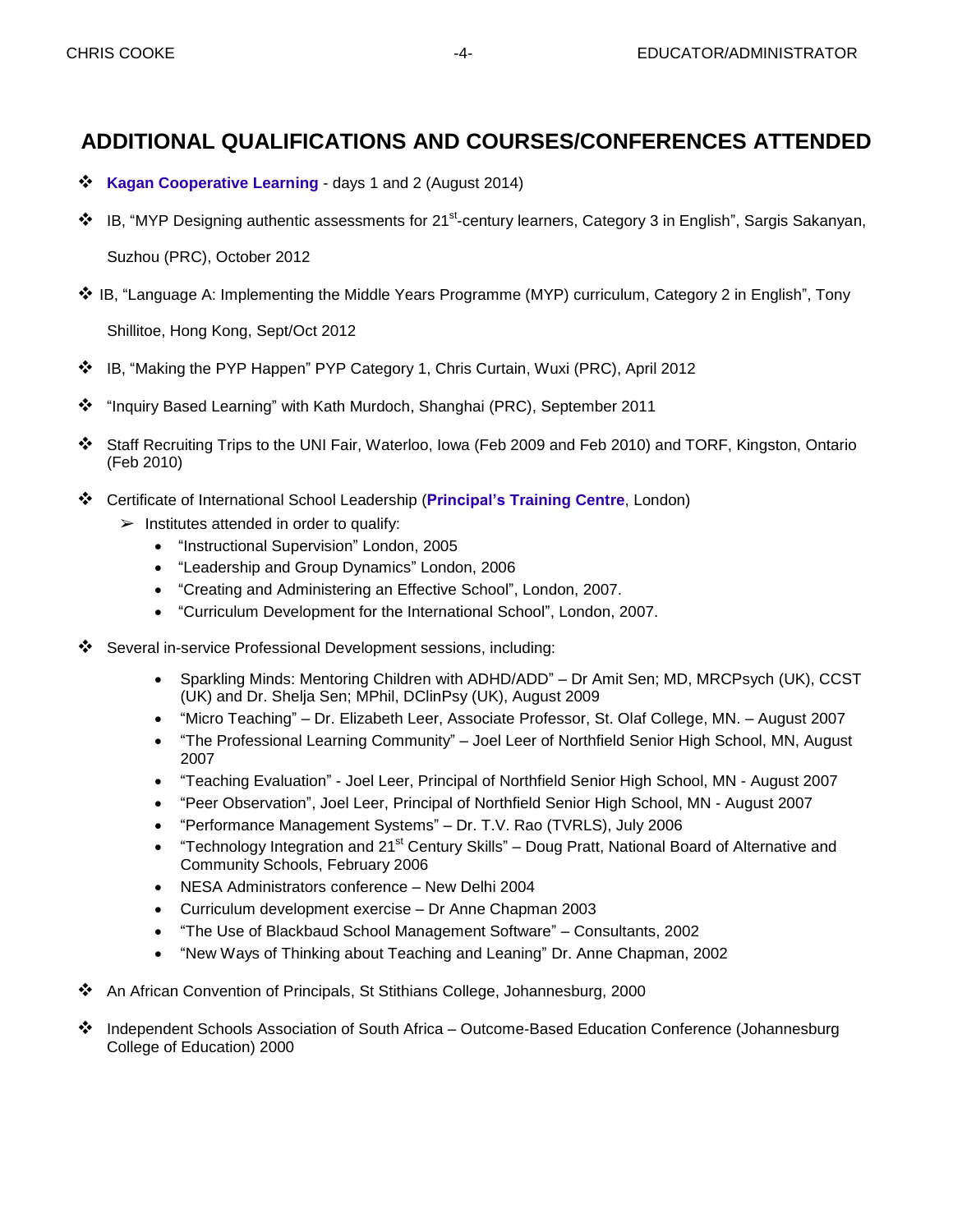## ADDITIONAL QUALIFICATIONS AND COURSES/CONFERENCES ATTENDED

- **Kagan Cooperative Learning** - days 1 and 2 (August 2014)
- IB, "MYP Designing authentic assessments for 21st-century learners, Category 3 in English", Sargis Sakanyan, Suzhou (PRC), October 2012
- IB, "Language A: Implementing the Middle Years Programme (MYP) curriculum, Category 2 in English", Tony Shillitoe, Hong Kong, Sept/Oct 2012
- IB, "Making the PYP Happen" PYP Category 1, Chris Curtain, Wuxi (PRC), April 2012
- "Inquiry Based Learning" with Kath Murdoch, Shanghai (PRC), September 2011
- Staff Recruiting Trips to the UNI Fair, Waterloo, Iowa (Feb 2009 and Feb 2010) and TORF, Kingston, Ontario (Feb 2010)
- Certificate of International School Leadership (**Principal's Training Centre**, London)
  - Institutes attended in order to qualify:
    - "Instructional Supervision" London, 2005
    - "Leadership and Group Dynamics" London, 2006
    - "Creating and Administering an Effective School", London, 2007.
    - "Curriculum Development for the International School", London, 2007.
- Several in-service Professional Development sessions, including:
  - Sparkling Minds: Mentoring Children with ADHD/ADD" – Dr Amit Sen; MD, MRCPsych (UK), CCST (UK) and Dr. Shelja Sen; MPhil, DClinPsy (UK), August 2009
  - "Micro Teaching" – Dr. Elizabeth Leer, Associate Professor, St. Olaf College, MN. – August 2007
  - "The Professional Learning Community" – Joel Leer of Northfield Senior High School, MN, August 2007
  - "Teaching Evaluation" - Joel Leer, Principal of Northfield Senior High School, MN - August 2007
  - "Peer Observation", Joel Leer, Principal of Northfield Senior High School, MN - August 2007
  - "Performance Management Systems" – Dr. T.V. Rao (TVRLS), July 2006
  - "Technology Integration and 21st Century Skills" – Doug Pratt, National Board of Alternative and Community Schools, February 2006
  - NESA Administrators conference – New Delhi 2004
  - Curriculum development exercise – Dr Anne Chapman 2003
  - "The Use of Blackbaud School Management Software" – Consultants, 2002
  - "New Ways of Thinking about Teaching and Leaning" Dr. Anne Chapman, 2002
- An African Convention of Principals, St Stithians College, Johannesburg, 2000
- Independent Schools Association of South Africa – Outcome-Based Education Conference (Johannesburg College of Education) 2000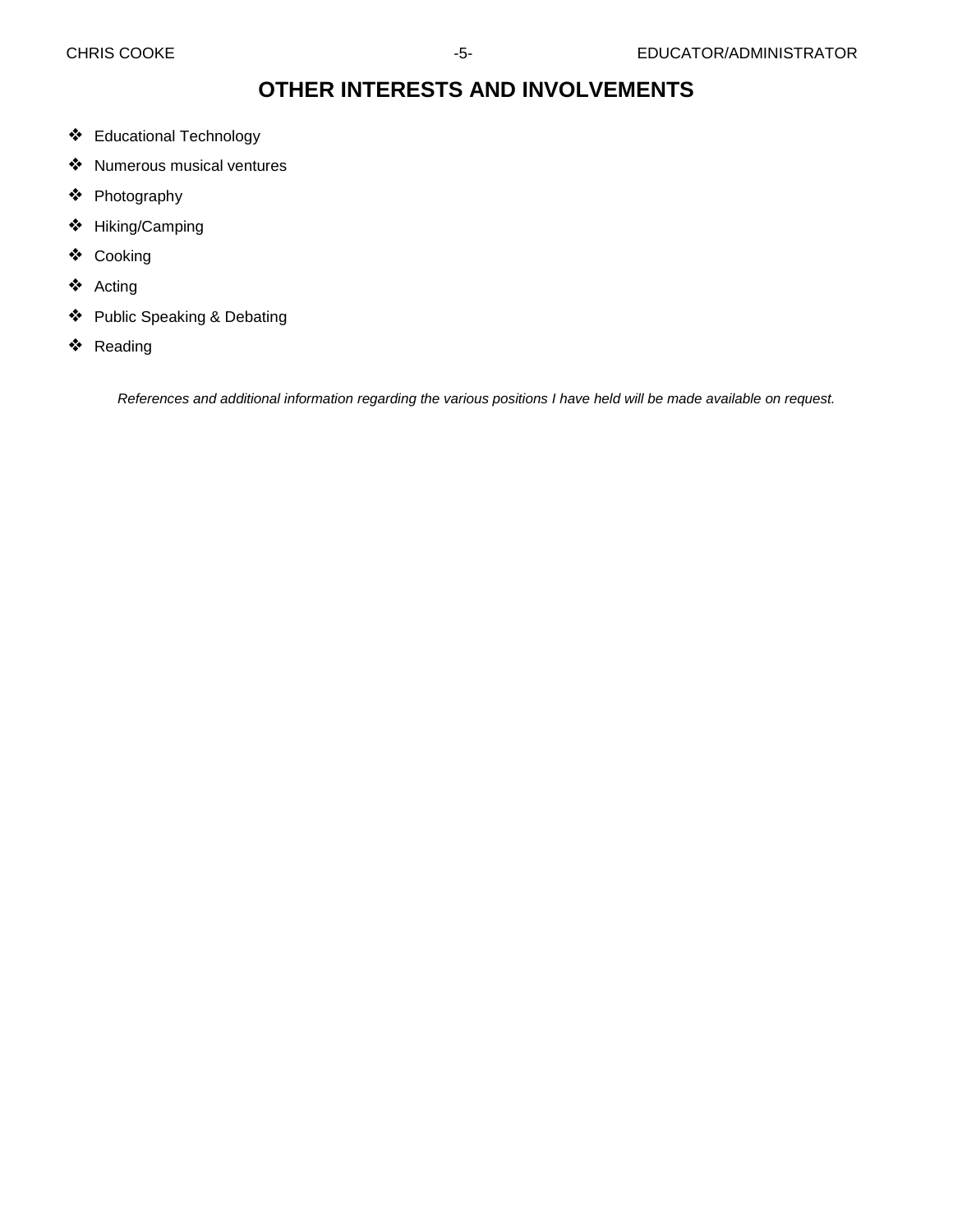## OTHER INTERESTS AND INVOLVEMENTS

- Educational Technology
- Numerous musical ventures
- Photography
- Hiking/Camping
- Cooking
- Acting
- Public Speaking & Debating
- Reading

*References and additional information regarding the various positions I have held will be made available on request.*